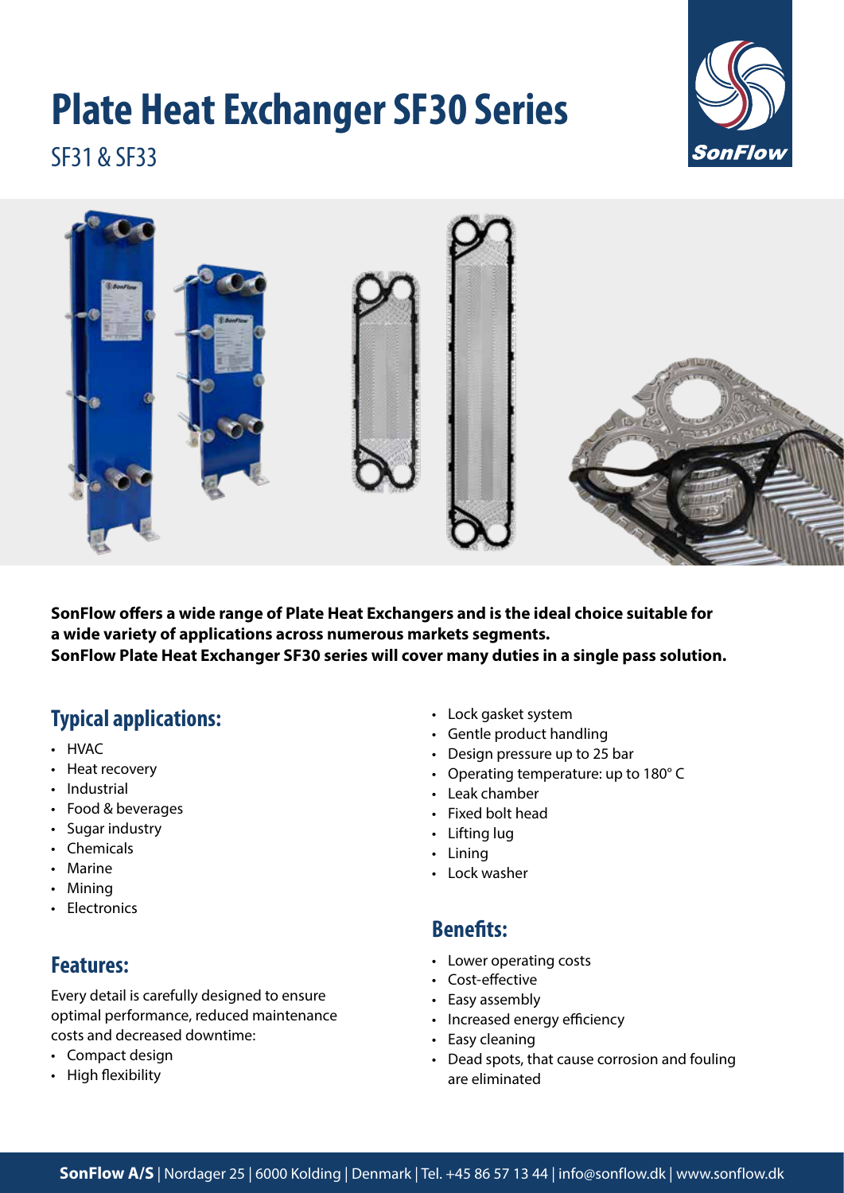# Plate Heat Exchanger SF30 Series

SF31 & SF33

**SonFlow offers a wide range of Plate Heat Exchangers and is the ideal choice suitable for a wide variety of applications across numerous markets segments.**
**SonFlow Plate Heat Exchanger SF30 series will cover many duties in a single pass solution.**

## Typical applications:

- HVAC
- Heat recovery
- Industrial
- Food & beverages
- Sugar industry
- Chemicals
- Marine
- Mining
- Electronics

## Features:

Every detail is carefully designed to ensure optimal performance, reduced maintenance costs and decreased downtime:

- Compact design
- High flexibility
- Lock gasket system
- Gentle product handling
- Design pressure up to 25 bar
- Operating temperature: up to 180° C
- Leak chamber
- Fixed bolt head
- Lifting lug
- Lining
- Lock washer

## Benefits:

- Lower operating costs
- Cost-effective
- Easy assembly
- Increased energy efficiency
- Easy cleaning
- Dead spots, that cause corrosion and fouling are eliminated

**SonFlow A/S** | Nordager 25 | 6000 Kolding | Denmark | Tel. +45 86 57 13 44 | info@sonflow.dk | www.sonflow.dk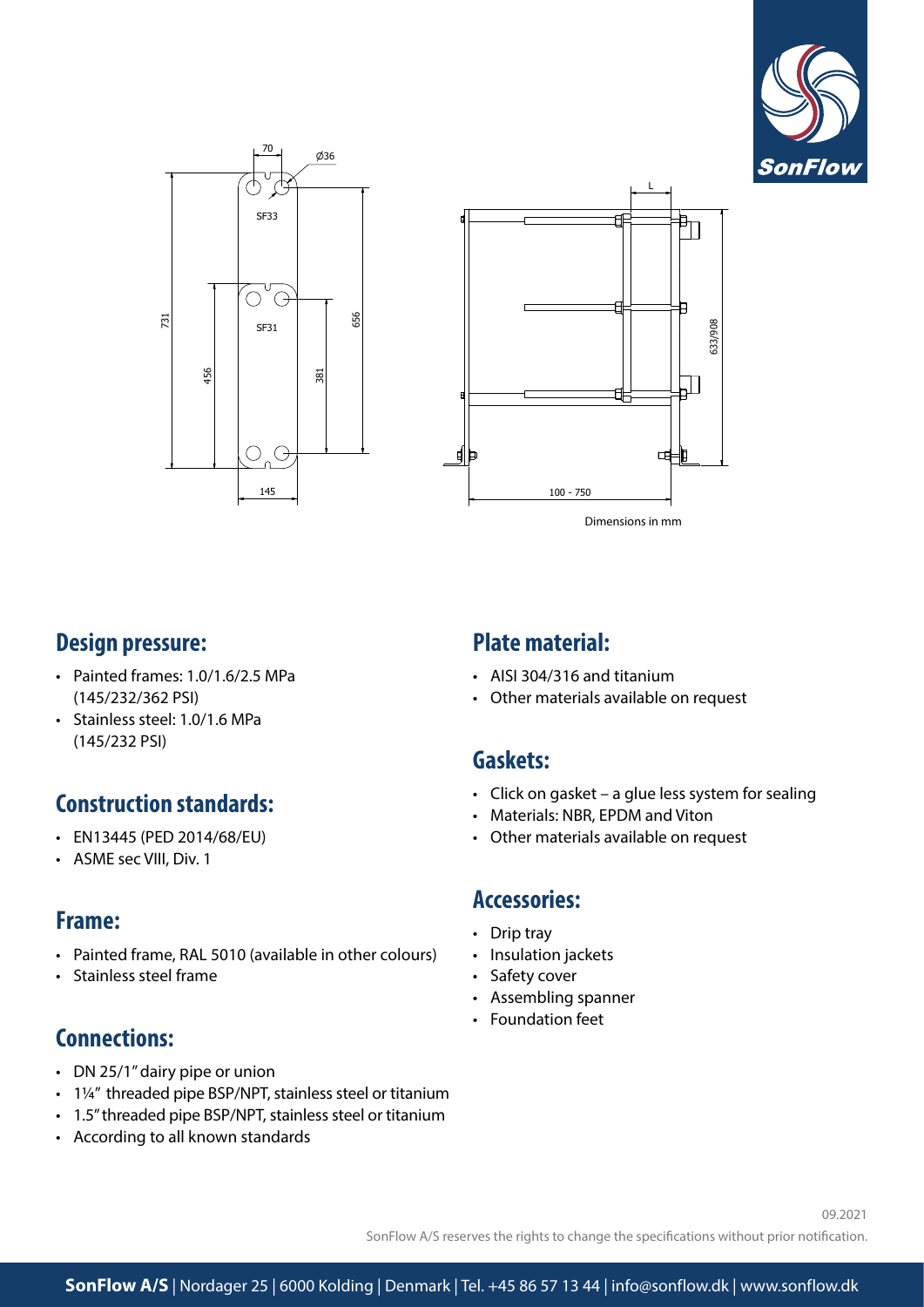Dimensions in mm

## Design pressure:

- Painted frames: 1.0/1.6/2.5 MPa (145/232/362 PSI)
- Stainless steel: 1.0/1.6 MPa (145/232 PSI)

## Construction standards:

- EN13445 (PED 2014/68/EU)
- ASME sec VIII, Div. 1

## Frame:

- Painted frame, RAL 5010 (available in other colours)
- Stainless steel frame

## Connections:

- DN 25/1" dairy pipe or union
- 1¼" threaded pipe BSP/NPT, stainless steel or titanium
- 1.5" threaded pipe BSP/NPT, stainless steel or titanium
- According to all known standards

## Plate material:

- AISI 304/316 and titanium
- Other materials available on request

## Gaskets:

- Click on gasket – a glue less system for sealing
- Materials: NBR, EPDM and Viton
- Other materials available on request

## Accessories:

- Drip tray
- Insulation jackets
- Safety cover
- Assembling spanner
- Foundation feet

09.2021

SonFlow A/S reserves the rights to change the specifications without prior notification.

**SonFlow A/S** | Nordager 25 | 6000 Kolding | Denmark | Tel. +45 86 57 13 44 | info@sonflow.dk | www.sonflow.dk